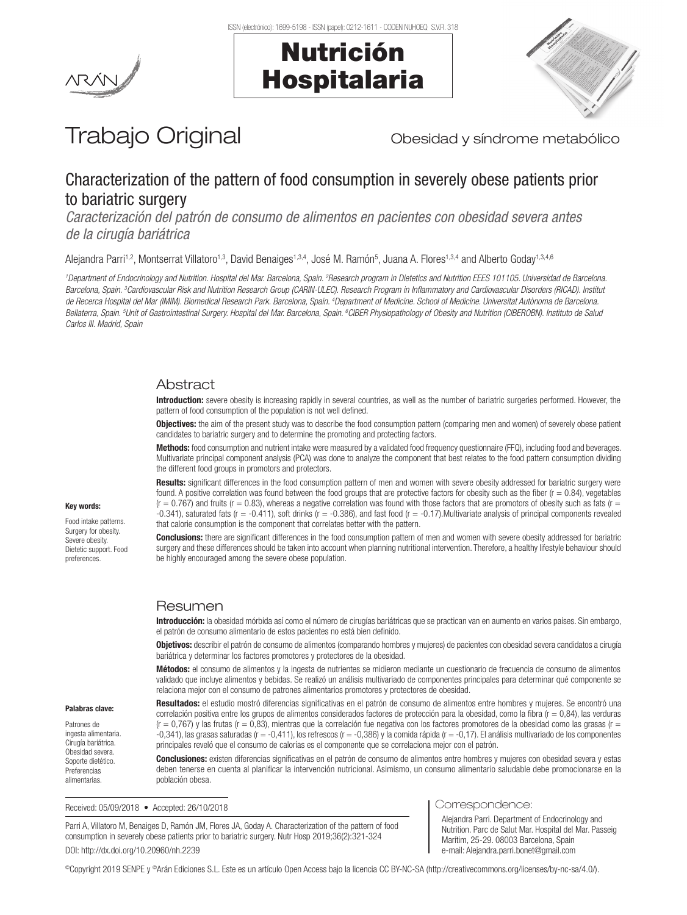# Trabajo Original

Obesidad y síndrome metabólico

## Characterization of the pattern of food consumption in severely obese patients prior to bariatric surgery

*Caracterización del patrón de consumo de alimentos en pacientes con obesidad severa antes de la cirugía bariátrica*

Alejandra Parri[1,2], Montserrat Villatoro[1,3], David Benaiges[1,3,4], José M. Ramón[5], Juana A. Flores[1,3,4] and Alberto Goday[1,3,4,6]

[1]Department of Endocrinology and Nutrition. Hospital del Mar. Barcelona, Spain. [2]Research program in Dietetics and Nutrition EEES 101105. Universidad de Barcelona. Barcelona, Spain. [3]Cardiovascular Risk and Nutrition Research Group (CARIN-ULEC). Research Program in Inflammatory and Cardiovascular Disorders (RICAD). Institut de Recerca Hospital del Mar (IMIM). Biomedical Research Park. Barcelona, Spain. [4]Department of Medicine. School of Medicine. Universitat Autònoma de Barcelona. Bellaterra, Spain. [5]Unit of Gastrointestinal Surgery. Hospital del Mar. Barcelona, Spain. [6]CIBER Physiopathology of Obesity and Nutrition (CIBEROBN). Instituto de Salud Carlos III. Madrid, Spain

### Abstract

**Introduction:** severe obesity is increasing rapidly in several countries, as well as the number of bariatric surgeries performed. However, the pattern of food consumption of the population is not well defined.

**Objectives:** the aim of the present study was to describe the food consumption pattern (comparing men and women) of severely obese patient candidates to bariatric surgery and to determine the promoting and protecting factors.

**Methods:** food consumption and nutrient intake were measured by a validated food frequency questionnaire (FFQ), including food and beverages. Multivariate principal component analysis (PCA) was done to analyze the component that best relates to the food pattern consumption dividing the different food groups in promotors and protectors.

**Results:** significant differences in the food consumption pattern of men and women with severe obesity addressed for bariatric surgery were found. A positive correlation was found between the food groups that are protective factors for obesity such as the fiber ($r = 0.84$), vegetables ($r = 0.767$) and fruits ($r = 0.83$), whereas a negative correlation was found with those factors that are promotors of obesity such as fats ($r = -0.341$), saturated fats ($r = -0.411$), soft drinks ($r = -0.386$), and fast food ($r = -0.17$).Multivariate analysis of principal components revealed that calorie consumption is the component that correlates better with the pattern.

**Conclusions:** there are significant differences in the food consumption pattern of men and women with severe obesity addressed for bariatric surgery and these differences should be taken into account when planning nutritional intervention. Therefore, a healthy lifestyle behaviour should be highly encouraged among the severe obese population.

**Key words:**

Food intake patterns. Surgery for obesity. Severe obesity. Dietetic support. Food preferences.

### Resumen

**Introducción:** la obesidad mórbida así como el número de cirugías bariátricas que se practican van en aumento en varios países. Sin embargo, el patrón de consumo alimentario de estos pacientes no está bien definido.

**Objetivos:** describir el patrón de consumo de alimentos (comparando hombres y mujeres) de pacientes con obesidad severa candidatos a cirugía bariátrica y determinar los factores promotores y protectores de la obesidad.

**Métodos:** el consumo de alimentos y la ingesta de nutrientes se midieron mediante un cuestionario de frecuencia de consumo de alimentos validado que incluye alimentos y bebidas. Se realizó un análisis multivariado de componentes principales para determinar qué componente se relaciona mejor con el consumo de patrones alimentarios promotores y protectores de obesidad.

**Resultados:** el estudio mostró diferencias significativas en el patrón de consumo de alimentos entre hombres y mujeres. Se encontró una correlación positiva entre los grupos de alimentos considerados factores de protección para la obesidad, como la fibra ($r = 0,84$), las verduras ($r = 0,767$) y las frutas ($r = 0,83$), mientras que la correlación fue negativa con los factores promotores de la obesidad como las grasas ($r = -0,341$), las grasas saturadas ($r = -0,411$), los refrescos ($r = -0,386$) y la comida rápida ($r = -0,17$). El análisis multivariado de los componentes principales reveló que el consumo de calorías es el componente que se correlaciona mejor con el patrón.

**Conclusiones:** existen diferencias significativas en el patrón de consumo de alimentos entre hombres y mujeres con obesidad severa y estas deben tenerse en cuenta al planificar la intervención nutricional. Asimismo, un consumo alimentario saludable debe promocionarse en la población obesa.

**Palabras clave:**

Patrones de ingesta alimentaria. Cirugía bariátrica. Obesidad severa. Soporte dietético. Preferencias alimentarias.

Received: 05/09/2018 • Accepted: 26/10/2018

Parri A, Villatoro M, Benaiges D, Ramón JM, Flores JA, Goday A. Characterization of the pattern of food consumption in severely obese patients prior to bariatric surgery. Nutr Hosp 2019;36(2):321-324

DOI: http://dx.doi.org/10.20960/nh.2239

**Correspondence:**

Alejandra Parri. Department of Endocrinology and Nutrition. Parc de Salut Mar. Hospital del Mar. Passeig Marítim, 25-29. 08003 Barcelona, Spain
e-mail: Alejandra.parri.bonet@gmail.com

©Copyright 2019 SENPE y ©Arán Ediciones S.L. Este es un artículo Open Access bajo la licencia CC BY-NC-SA (http://creativecommons.org/licenses/by-nc-sa/4.0/).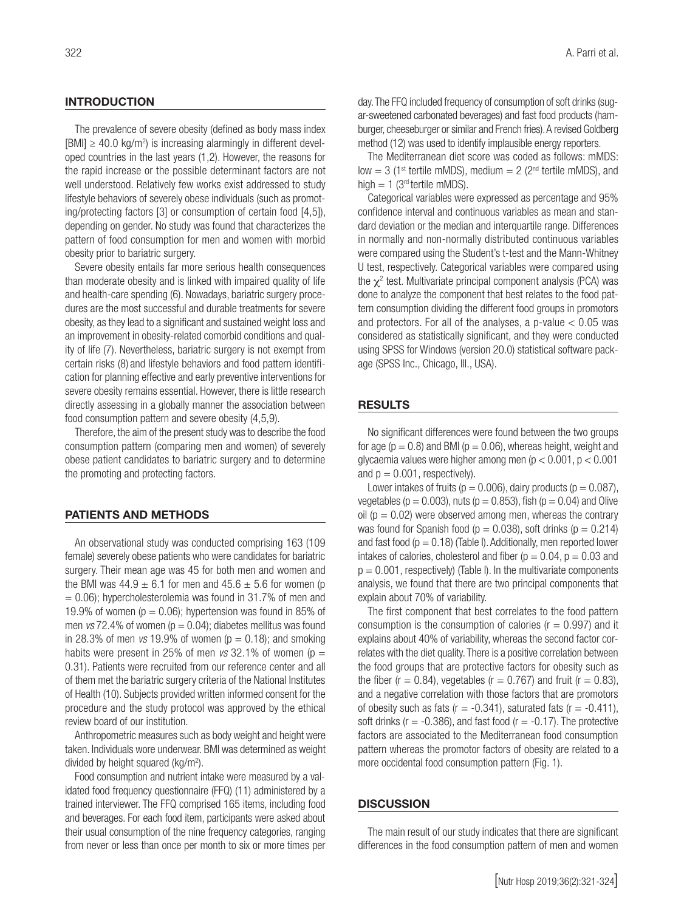## INTRODUCTION

The prevalence of severe obesity (defined as body mass index [BMI] ≥ 40.0 kg/m$^2$) is increasing alarmingly in different developed countries in the last years (1,2). However, the reasons for the rapid increase or the possible determinant factors are not well understood. Relatively few works exist addressed to study lifestyle behaviors of severely obese individuals (such as promoting/protecting factors [3] or consumption of certain food [4,5]), depending on gender. No study was found that characterizes the pattern of food consumption for men and women with morbid obesity prior to bariatric surgery.

Severe obesity entails far more serious health consequences than moderate obesity and is linked with impaired quality of life and health-care spending (6). Nowadays, bariatric surgery procedures are the most successful and durable treatments for severe obesity, as they lead to a significant and sustained weight loss and an improvement in obesity-related comorbid conditions and quality of life (7). Nevertheless, bariatric surgery is not exempt from certain risks (8) and lifestyle behaviors and food pattern identification for planning effective and early preventive interventions for severe obesity remains essential. However, there is little research directly assessing in a globally manner the association between food consumption pattern and severe obesity (4,5,9).

Therefore, the aim of the present study was to describe the food consumption pattern (comparing men and women) of severely obese patient candidates to bariatric surgery and to determine the promoting and protecting factors.

## PATIENTS AND METHODS

An observational study was conducted comprising 163 (109 female) severely obese patients who were candidates for bariatric surgery. Their mean age was 45 for both men and women and the BMI was 44.9 ± 6.1 for men and 45.6 ± 5.6 for women ($p = 0.06$); hypercholesterolemia was found in 31.7% of men and 19.9% of women ($p = 0.06$); hypertension was found in 85% of men *vs* 72.4% of women ($p = 0.04$); diabetes mellitus was found in 28.3% of men *vs* 19.9% of women ($p = 0.18$); and smoking habits were present in 25% of men *vs* 32.1% of women ($p = 0.31$). Patients were recruited from our reference center and all of them met the bariatric surgery criteria of the National Institutes of Health (10). Subjects provided written informed consent for the procedure and the study protocol was approved by the ethical review board of our institution.

Anthropometric measures such as body weight and height were taken. Individuals wore underwear. BMI was determined as weight divided by height squared (kg/m$^2$).

Food consumption and nutrient intake were measured by a validated food frequency questionnaire (FFQ) (11) administered by a trained interviewer. The FFQ comprised 165 items, including food and beverages. For each food item, participants were asked about their usual consumption of the nine frequency categories, ranging from never or less than once per month to six or more times per day. The FFQ included frequency of consumption of soft drinks (sugar-sweetened carbonated beverages) and fast food products (hamburger, cheeseburger or similar and French fries). A revised Goldberg method (12) was used to identify implausible energy reporters.

The Mediterranean diet score was coded as follows: mMDS: low = 3 (1$^{st}$ tertile mMDS), medium = 2 (2$^{nd}$ tertile mMDS), and high = 1 (3$^{rd}$ tertile mMDS).

Categorical variables were expressed as percentage and 95% confidence interval and continuous variables as mean and standard deviation or the median and interquartile range. Differences in normally and non-normally distributed continuous variables were compared using the Student's t-test and the Mann-Whitney U test, respectively. Categorical variables were compared using the $\chi^2$ test. Multivariate principal component analysis (PCA) was done to analyze the component that best relates to the food pattern consumption dividing the different food groups in promotors and protectors. For all of the analyses, a p-value $< 0.05$ was considered as statistically significant, and they were conducted using SPSS for Windows (version 20.0) statistical software package (SPSS Inc., Chicago, Ill., USA).

## RESULTS

No significant differences were found between the two groups for age ($p = 0.8$) and BMI ($p = 0.06$), whereas height, weight and glycaemia values were higher among men ($p < 0.001$, $p < 0.001$ and $p = 0.001$, respectively).

Lower intakes of fruits ($p = 0.006$), dairy products ($p = 0.087$), vegetables ($p = 0.003$), nuts ($p = 0.853$), fish ($p = 0.04$) and Olive oil ($p = 0.02$) were observed among men, whereas the contrary was found for Spanish food ($p = 0.038$), soft drinks ($p = 0.214$) and fast food ($p = 0.18$) (Table I). Additionally, men reported lower intakes of calories, cholesterol and fiber ($p = 0.04$, $p = 0.03$ and $p = 0.001$, respectively) (Table I). In the multivariate components analysis, we found that there are two principal components that explain about 70% of variability.

The first component that best correlates to the food pattern consumption is the consumption of calories ($r = 0.997$) and it explains about 40% of variability, whereas the second factor correlates with the diet quality. There is a positive correlation between the food groups that are protective factors for obesity such as the fiber ($r = 0.84$), vegetables ($r = 0.767$) and fruit ($r = 0.83$), and a negative correlation with those factors that are promotors of obesity such as fats ($r = -0.341$), saturated fats ($r = -0.411$), soft drinks ($r = -0.386$), and fast food ($r = -0.17$). The protective factors are associated to the Mediterranean food consumption pattern whereas the promotor factors of obesity are related to a more occidental food consumption pattern (Fig. 1).

## DISCUSSION

The main result of our study indicates that there are significant differences in the food consumption pattern of men and women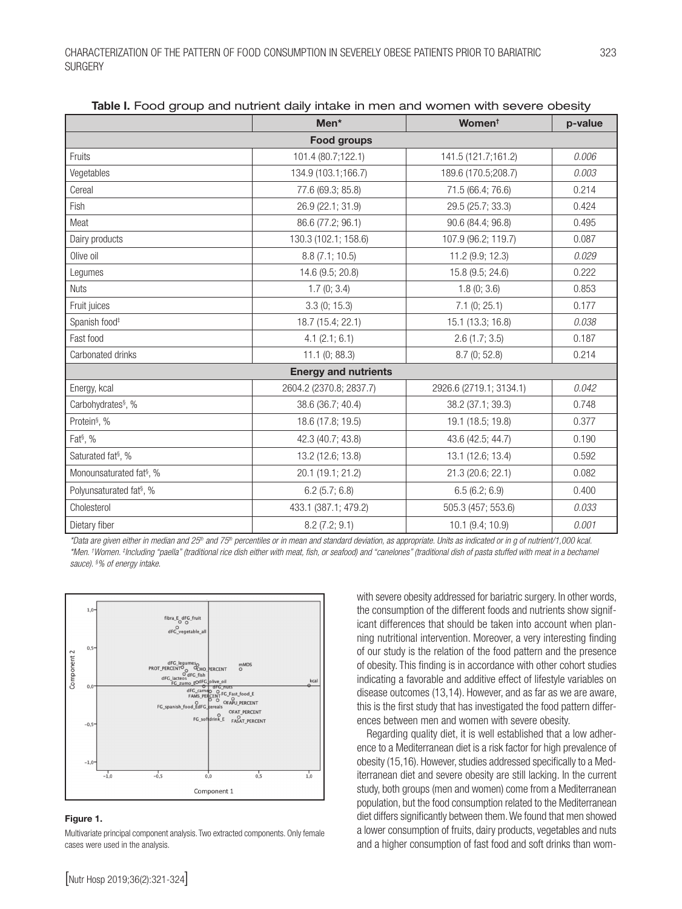**Table I.** Food group and nutrient daily intake in men and women with severe obesity

| | Men* | Women† | p-value |
|---|---|---|---|
| **Food groups** | | | |
| Fruits | 101.4 (80.7;122.1) | 141.5 (121.7;161.2) | *0.006* |
| Vegetables | 134.9 (103.1;166.7) | 189.6 (170.5;208.7) | *0.003* |
| Cereal | 77.6 (69.3; 85.8) | 71.5 (66.4; 76.6) | 0.214 |
| Fish | 26.9 (22.1; 31.9) | 29.5 (25.7; 33.3) | 0.424 |
| Meat | 86.6 (77.2; 96.1) | 90.6 (84.4; 96.8) | 0.495 |
| Dairy products | 130.3 (102.1; 158.6) | 107.9 (96.2; 119.7) | 0.087 |
| Olive oil | 8.8 (7.1; 10.5) | 11.2 (9.9; 12.3) | *0.029* |
| Legumes | 14.6 (9.5; 20.8) | 15.8 (9.5; 24.6) | 0.222 |
| Nuts | 1.7 (0; 3.4) | 1.8 (0; 3.6) | 0.853 |
| Fruit juices | 3.3 (0; 15.3) | 7.1 (0; 25.1) | 0.177 |
| Spanish food‡ | 18.7 (15.4; 22.1) | 15.1 (13.3; 16.8) | *0.038* |
| Fast food | 4.1 (2.1; 6.1) | 2.6 (1.7; 3.5) | 0.187 |
| Carbonated drinks | 11.1 (0; 88.3) | 8.7 (0; 52.8) | 0.214 |
| **Energy and nutrients** | | | |
| Energy, kcal | 2604.2 (2370.8; 2837.7) | 2926.6 (2719.1; 3134.1) | *0.042* |
| Carbohydrates§, % | 38.6 (36.7; 40.4) | 38.2 (37.1; 39.3) | 0.748 |
| Protein§, % | 18.6 (17.8; 19.5) | 19.1 (18.5; 19.8) | 0.377 |
| Fat§, % | 42.3 (40.7; 43.8) | 43.6 (42.5; 44.7) | 0.190 |
| Saturated fat§, % | 13.2 (12.6; 13.8) | 13.1 (12.6; 13.4) | 0.592 |
| Monounsaturated fat§, % | 20.1 (19.1; 21.2) | 21.3 (20.6; 22.1) | 0.082 |
| Polyunsaturated fat§, % | 6.2 (5.7; 6.8) | 6.5 (6.2; 6.9) | 0.400 |
| Cholesterol | 433.1 (387.1; 479.2) | 505.3 (457; 553.6) | *0.033* |
| Dietary fiber | 8.2 (7.2; 9.1) | 10.1 (9.4; 10.9) | *0.001* |

*\*Data are given either in median and 25th and 75th percentiles or in mean and standard deviation, as appropriate. Units as indicated or in g of nutrient/1,000 kcal. \*Men. †Women. ‡Including "paella" (traditional rice dish either with meat, fish, or seafood) and "canelones" (traditional dish of pasta stuffed with meat in a bechamel sauce). §% of energy intake.*

**Figure 1.**

Multivariate principal component analysis. Two extracted components. Only female cases were used in the analysis.

with severe obesity addressed for bariatric surgery. In other words, the consumption of the different foods and nutrients show significant differences that should be taken into account when planning nutritional intervention. Moreover, a very interesting finding of our study is the relation of the food pattern and the presence of obesity. This finding is in accordance with other cohort studies indicating a favorable and additive effect of lifestyle variables on disease outcomes (13,14). However, and as far as we are aware, this is the first study that has investigated the food pattern differences between men and women with severe obesity.

Regarding quality diet, it is well established that a low adherence to a Mediterranean diet is a risk factor for high prevalence of obesity (15,16). However, studies addressed specifically to a Mediterranean diet and severe obesity are still lacking. In the current study, both groups (men and women) come from a Mediterranean population, but the food consumption related to the Mediterranean diet differs significantly between them. We found that men showed a lower consumption of fruits, dairy products, vegetables and nuts and a higher consumption of fast food and soft drinks than wom-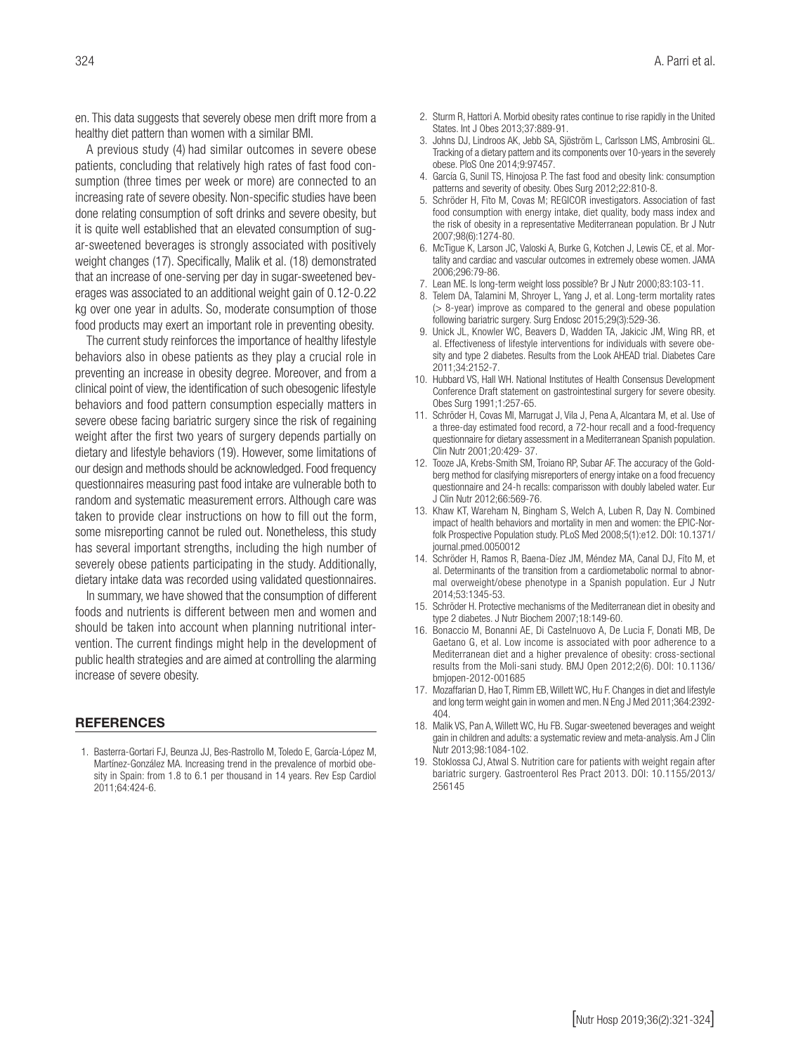en. This data suggests that severely obese men drift more from a healthy diet pattern than women with a similar BMI.

A previous study (4) had similar outcomes in severe obese patients, concluding that relatively high rates of fast food consumption (three times per week or more) are connected to an increasing rate of severe obesity. Non-specific studies have been done relating consumption of soft drinks and severe obesity, but it is quite well established that an elevated consumption of sugar-sweetened beverages is strongly associated with positively weight changes (17). Specifically, Malik et al. (18) demonstrated that an increase of one-serving per day in sugar-sweetened beverages was associated to an additional weight gain of 0.12-0.22 kg over one year in adults. So, moderate consumption of those food products may exert an important role in preventing obesity.

The current study reinforces the importance of healthy lifestyle behaviors also in obese patients as they play a crucial role in preventing an increase in obesity degree. Moreover, and from a clinical point of view, the identification of such obesogenic lifestyle behaviors and food pattern consumption especially matters in severe obese facing bariatric surgery since the risk of regaining weight after the first two years of surgery depends partially on dietary and lifestyle behaviors (19). However, some limitations of our design and methods should be acknowledged. Food frequency questionnaires measuring past food intake are vulnerable both to random and systematic measurement errors. Although care was taken to provide clear instructions on how to fill out the form, some misreporting cannot be ruled out. Nonetheless, this study has several important strengths, including the high number of severely obese patients participating in the study. Additionally, dietary intake data was recorded using validated questionnaires.

In summary, we have showed that the consumption of different foods and nutrients is different between men and women and should be taken into account when planning nutritional intervention. The current findings might help in the development of public health strategies and are aimed at controlling the alarming increase of severe obesity.

## REFERENCES

1. Basterra-Gortari FJ, Beunza JJ, Bes-Rastrollo M, Toledo E, García-López M, Martínez-González MA. Increasing trend in the prevalence of morbid obesity in Spain: from 1.8 to 6.1 per thousand in 14 years. Rev Esp Cardiol 2011;64:424-6.
2. Sturm R, Hattori A. Morbid obesity rates continue to rise rapidly in the United States. Int J Obes 2013;37:889-91.
3. Johns DJ, Lindroos AK, Jebb SA, Sjöström L, Carlsson LMS, Ambrosini GL. Tracking of a dietary pattern and its components over 10-years in the severely obese. PloS One 2014;9:97457.
4. García G, Sunil TS, Hinojosa P. The fast food and obesity link: consumption patterns and severity of obesity. Obes Surg 2012;22:810-8.
5. Schröder H, Fito M, Covas M; REGICOR investigators. Association of fast food consumption with energy intake, diet quality, body mass index and the risk of obesity in a representative Mediterranean population. Br J Nutr 2007;98(6):1274-80.
6. McTigue K, Larson JC, Valoski A, Burke G, Kotchen J, Lewis CE, et al. Mortality and cardiac and vascular outcomes in extremely obese women. JAMA 2006;296:79-86.
7. Lean ME. Is long-term weight loss possible? Br J Nutr 2000;83:103-11.
8. Telem DA, Talamini M, Shroyer L, Yang J, et al. Long-term mortality rates (> 8-year) improve as compared to the general and obese population following bariatric surgery. Surg Endosc 2015;29(3):529-36.
9. Unick JL, Knowler WC, Beavers D, Wadden TA, Jakicic JM, Wing RR, et al. Effectiveness of lifestyle interventions for individuals with severe obesity and type 2 diabetes. Results from the Look AHEAD trial. Diabetes Care 2011;34:2152-7.
10. Hubbard VS, Hall WH. National Institutes of Health Consensus Development Conference Draft statement on gastrointestinal surgery for severe obesity. Obes Surg 1991;1:257-65.
11. Schröder H, Covas MI, Marrugat J, Vila J, Pena A, Alcantara M, et al. Use of a three-day estimated food record, a 72-hour recall and a food-frequency questionnaire for dietary assessment in a Mediterranean Spanish population. Clin Nutr 2001;20:429- 37.
12. Tooze JA, Krebs-Smith SM, Troiano RP, Subar AF. The accuracy of the Goldberg method for clasifying misreporters of energy intake on a food frecuency questionnaire and 24-h recalls: comparisson with doubly labeled water. Eur J Clin Nutr 2012;66:569-76.
13. Khaw KT, Wareham N, Bingham S, Welch A, Luben R, Day N. Combined impact of health behaviors and mortality in men and women: the EPIC-Norfolk Prospective Population study. PLoS Med 2008;5(1):e12. DOI: 10.1371/journal.pmed.0050012
14. Schröder H, Ramos R, Baena-Díez JM, Méndez MA, Canal DJ, Fíto M, et al. Determinants of the transition from a cardiometabolic normal to abnormal overweight/obese phenotype in a Spanish population. Eur J Nutr 2014;53:1345-53.
15. Schröder H. Protective mechanisms of the Mediterranean diet in obesity and type 2 diabetes. J Nutr Biochem 2007;18:149-60.
16. Bonaccio M, Bonanni AE, Di Castelnuovo A, De Lucia F, Donati MB, De Gaetano G, et al. Low income is associated with poor adherence to a Mediterranean diet and a higher prevalence of obesity: cross-sectional results from the Moli-sani study. BMJ Open 2012;2(6). DOI: 10.1136/bmjopen-2012-001685
17. Mozaffarian D, Hao T, Rimm EB, Willett WC, Hu F. Changes in diet and lifestyle and long term weight gain in women and men. N Eng J Med 2011;364:2392-404.
18. Malik VS, Pan A, Willett WC, Hu FB. Sugar-sweetened beverages and weight gain in children and adults: a systematic review and meta-analysis. Am J Clin Nutr 2013;98:1084-102.
19. Stoklossa CJ, Atwal S. Nutrition care for patients with weight regain after bariatric surgery. Gastroenterol Res Pract 2013. DOI: 10.1155/2013/256145